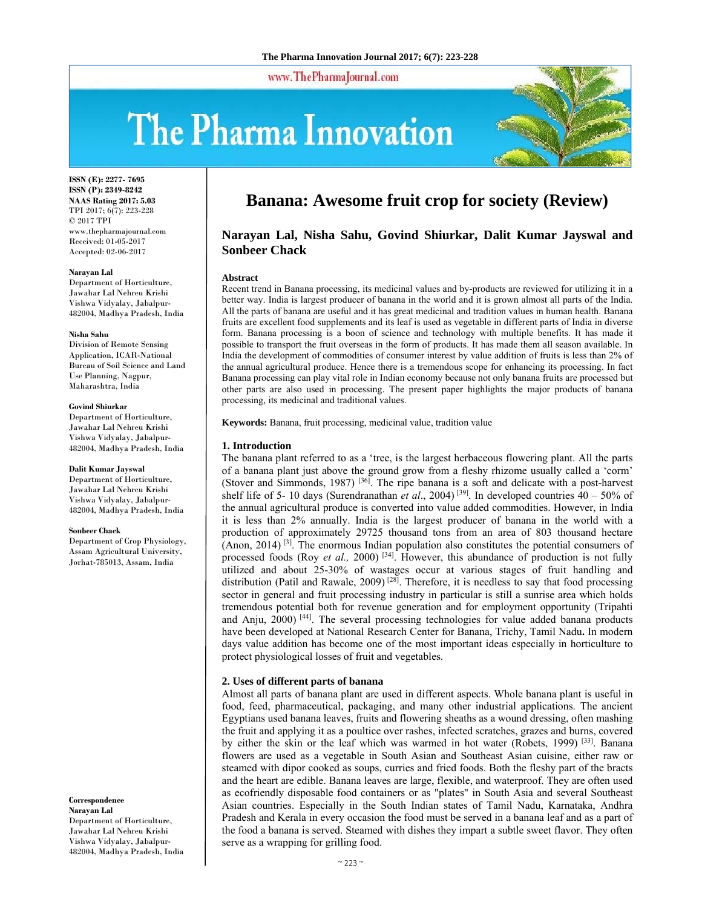ISSN (E): 2277- 7695
ISSN (P): 2349-8242
NAAS Rating 2017: 5.03
TPI 2017; 6(7): 223-228
© 2017 TPI
www.thepharmajournal.com
Received: 01-05-2017
Accepted: 02-06-2017

**Narayan Lal**
Department of Horticulture, Jawahar Lal Nehreu Krishi Vishwa Vidyalay, Jabalpur-482004, Madhya Pradesh, India

**Nisha Sahu**
Division of Remote Sensing Application, ICAR-National Bureau of Soil Science and Land Use Planning, Nagpur, Maharashtra, India

**Govind Shiurkar**
Department of Horticulture, Jawahar Lal Nehreu Krishi Vishwa Vidyalay, Jabalpur-482004, Madhya Pradesh, India

**Dalit Kumar Jayswal**
Department of Horticulture, Jawahar Lal Nehreu Krishi Vishwa Vidyalay, Jabalpur-482004, Madhya Pradesh, India

**Sonbeer Chack**
Department of Crop Physiology, Assam Agricultural University, Jorhat-785013, Assam, India

**Correspondence**
**Narayan Lal**
Department of Horticulture, Jawahar Lal Nehreu Krishi Vishwa Vidyalay, Jabalpur-482004, Madhya Pradesh, India

# Banana: Awesome fruit crop for society (Review)

## Narayan Lal, Nisha Sahu, Govind Shiurkar, Dalit Kumar Jayswal and Sonbeer Chack

### Abstract

Recent trend in Banana processing, its medicinal values and by-products are reviewed for utilizing it in a better way. India is largest producer of banana in the world and it is grown almost all parts of the India. All the parts of banana are useful and it has great medicinal and tradition values in human health. Banana fruits are excellent food supplements and its leaf is used as vegetable in different parts of India in diverse form. Banana processing is a boon of science and technology with multiple benefits. It has made it possible to transport the fruit overseas in the form of products. It has made them all season available. In India the development of commodities of consumer interest by value addition of fruits is less than 2% of the annual agricultural produce. Hence there is a tremendous scope for enhancing its processing. In fact Banana processing can play vital role in Indian economy because not only banana fruits are processed but other parts are also used in processing. The present paper highlights the major products of banana processing, its medicinal and traditional values.

**Keywords:** Banana, fruit processing, medicinal value, tradition value

### 1. Introduction

The banana plant referred to as a 'tree, is the largest herbaceous flowering plant. All the parts of a banana plant just above the ground grow from a fleshy rhizome usually called a 'corm' (Stover and Simmonds, 1987) [36]. The ripe banana is a soft and delicate with a post-harvest shelf life of 5- 10 days (Surendranathan *et al*., 2004) [39]. In developed countries 40 – 50% of the annual agricultural produce is converted into value added commodities. However, in India it is less than 2% annually. India is the largest producer of banana in the world with a production of approximately 29725 thousand tons from an area of 803 thousand hectare (Anon, 2014) [3]. The enormous Indian population also constitutes the potential consumers of processed foods (Roy *et al.,* 2000) [34]. However, this abundance of production is not fully utilized and about 25-30% of wastages occur at various stages of fruit handling and distribution (Patil and Rawale, 2009) [28]. Therefore, it is needless to say that food processing sector in general and fruit processing industry in particular is still a sunrise area which holds tremendous potential both for revenue generation and for employment opportunity (Tripahti and Anju, 2000) [44]. The several processing technologies for value added banana products have been developed at National Research Center for Banana, Trichy, Tamil Nadu**.** In modern days value addition has become one of the most important ideas especially in horticulture to protect physiological losses of fruit and vegetables.

### 2. Uses of different parts of banana

Almost all parts of banana plant are used in different aspects. Whole banana plant is useful in food, feed, pharmaceutical, packaging, and many other industrial applications. The ancient Egyptians used banana leaves, fruits and flowering sheaths as a wound dressing, often mashing the fruit and applying it as a poultice over rashes, infected scratches, grazes and burns, covered by either the skin or the leaf which was warmed in hot water (Robets, 1999) [33]. Banana flowers are used as a vegetable in South Asian and Southeast Asian cuisine, either raw or steamed with dipor cooked as soups, curries and fried foods. Both the fleshy part of the bracts and the heart are edible. Banana leaves are large, flexible, and waterproof. They are often used as ecofriendly disposable food containers or as "plates" in South Asia and several Southeast Asian countries. Especially in the South Indian states of Tamil Nadu, Karnataka, Andhra Pradesh and Kerala in every occasion the food must be served in a banana leaf and as a part of the food a banana is served. Steamed with dishes they impart a subtle sweet flavor. They often serve as a wrapping for grilling food.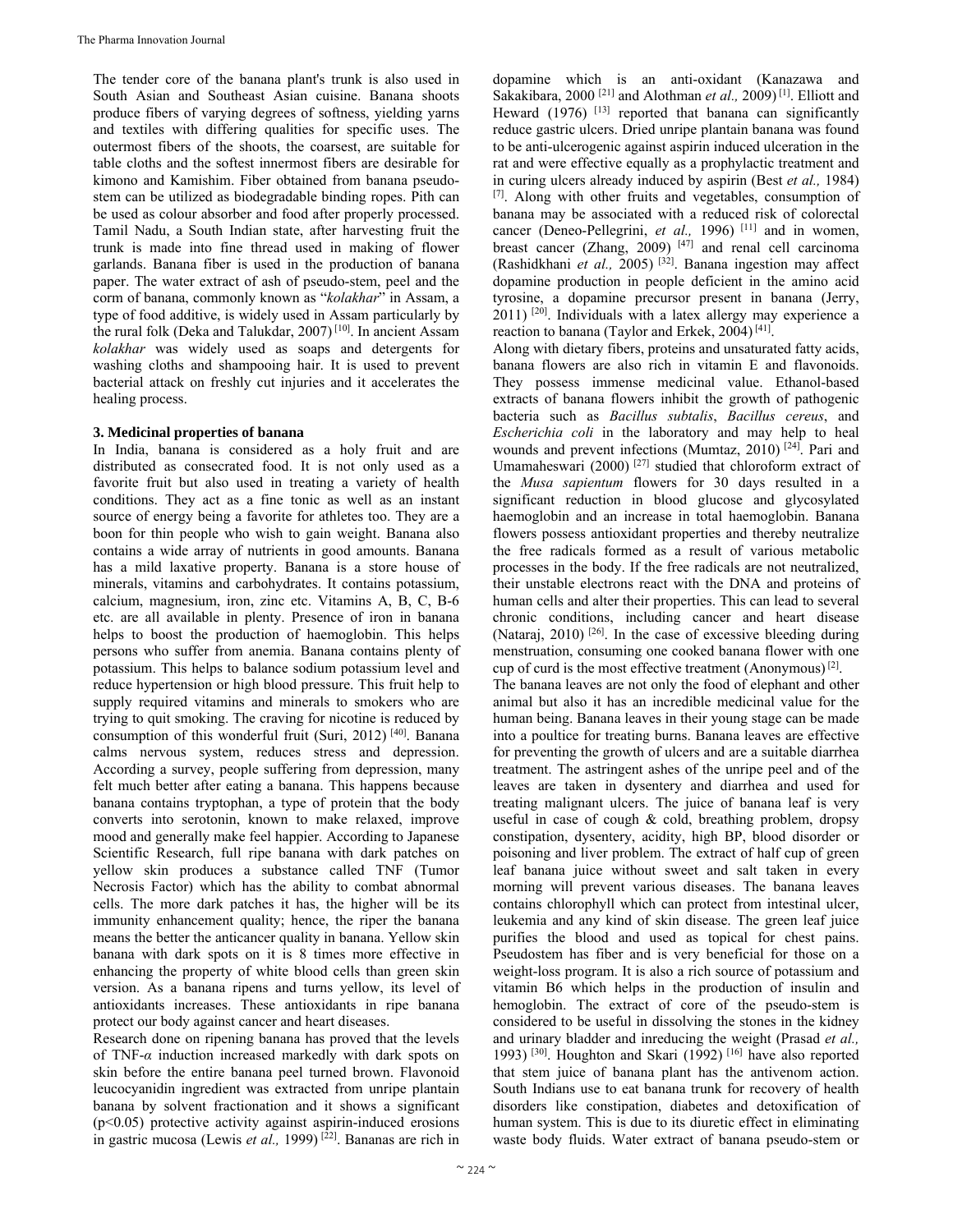The tender core of the banana plant's trunk is also used in South Asian and Southeast Asian cuisine. Banana shoots produce fibers of varying degrees of softness, yielding yarns and textiles with differing qualities for specific uses. The outermost fibers of the shoots, the coarsest, are suitable for table cloths and the softest innermost fibers are desirable for kimono and Kamishim. Fiber obtained from banana pseudo-stem can be utilized as biodegradable binding ropes. Pith can be used as colour absorber and food after properly processed. Tamil Nadu, a South Indian state, after harvesting fruit the trunk is made into fine thread used in making of flower garlands. Banana fiber is used in the production of banana paper. The water extract of ash of pseudo-stem, peel and the corm of banana, commonly known as "*kolakhar*" in Assam, a type of food additive, is widely used in Assam particularly by the rural folk (Deka and Talukdar, 2007) [10]. In ancient Assam *kolakhar* was widely used as soaps and detergents for washing cloths and shampooing hair. It is used to prevent bacterial attack on freshly cut injuries and it accelerates the healing process.

### 3. Medicinal properties of banana

In India, banana is considered as a holy fruit and are distributed as consecrated food. It is not only used as a favorite fruit but also used in treating a variety of health conditions. They act as a fine tonic as well as an instant source of energy being a favorite for athletes too. They are a boon for thin people who wish to gain weight. Banana also contains a wide array of nutrients in good amounts. Banana has a mild laxative property. Banana is a store house of minerals, vitamins and carbohydrates. It contains potassium, calcium, magnesium, iron, zinc etc. Vitamins A, B, C, B-6 etc. are all available in plenty. Presence of iron in banana helps to boost the production of haemoglobin. This helps persons who suffer from anemia. Banana contains plenty of potassium. This helps to balance sodium potassium level and reduce hypertension or high blood pressure. This fruit help to supply required vitamins and minerals to smokers who are trying to quit smoking. The craving for nicotine is reduced by consumption of this wonderful fruit (Suri, 2012) [40]. Banana calms nervous system, reduces stress and depression. According a survey, people suffering from depression, many felt much better after eating a banana. This happens because banana contains tryptophan, a type of protein that the body converts into serotonin, known to make relaxed, improve mood and generally make feel happier. According to Japanese Scientific Research, full ripe banana with dark patches on yellow skin produces a substance called TNF (Tumor Necrosis Factor) which has the ability to combat abnormal cells. The more dark patches it has, the higher will be its immunity enhancement quality; hence, the riper the banana means the better the anticancer quality in banana. Yellow skin banana with dark spots on it is 8 times more effective in enhancing the property of white blood cells than green skin version. As a banana ripens and turns yellow, its level of antioxidants increases. These antioxidants in ripe banana protect our body against cancer and heart diseases.

Research done on ripening banana has proved that the levels of TNF-$\alpha$ induction increased markedly with dark spots on skin before the entire banana peel turned brown. Flavonoid leucocyanidin ingredient was extracted from unripe plantain banana by solvent fractionation and it shows a significant ($p<0.05$) protective activity against aspirin-induced erosions in gastric mucosa (Lewis *et al.,* 1999) [22]. Bananas are rich in dopamine which is an anti-oxidant (Kanazawa and Sakakibara, 2000 [21] and Alothman *et al.,* 2009) [1]. Elliott and Heward (1976) [13] reported that banana can significantly reduce gastric ulcers. Dried unripe plantain banana was found to be anti-ulcerogenic against aspirin induced ulceration in the rat and were effective equally as a prophylactic treatment and in curing ulcers already induced by aspirin (Best *et al.,* 1984) [7]. Along with other fruits and vegetables, consumption of banana may be associated with a reduced risk of colorectal cancer (Deneo-Pellegrini, *et al.,* 1996) [11] and in women, breast cancer (Zhang, 2009) [47] and renal cell carcinoma (Rashidkhani *et al.,* 2005) [32]. Banana ingestion may affect dopamine production in people deficient in the amino acid tyrosine, a dopamine precursor present in banana (Jerry, 2011) [20]. Individuals with a latex allergy may experience a reaction to banana (Taylor and Erkek, 2004) [41].

Along with dietary fibers, proteins and unsaturated fatty acids, banana flowers are also rich in vitamin E and flavonoids. They possess immense medicinal value. Ethanol-based extracts of banana flowers inhibit the growth of pathogenic bacteria such as *Bacillus subtalis*, *Bacillus cereus*, and *Escherichia coli* in the laboratory and may help to heal wounds and prevent infections (Mumtaz, 2010) [24]. Pari and Umamaheswari (2000) [27] studied that chloroform extract of the *Musa sapientum* flowers for 30 days resulted in a significant reduction in blood glucose and glycosylated haemoglobin and an increase in total haemoglobin. Banana flowers possess antioxidant properties and thereby neutralize the free radicals formed as a result of various metabolic processes in the body. If the free radicals are not neutralized, their unstable electrons react with the DNA and proteins of human cells and alter their properties. This can lead to several chronic conditions, including cancer and heart disease (Nataraj, 2010) [26]. In the case of excessive bleeding during menstruation, consuming one cooked banana flower with one cup of curd is the most effective treatment (Anonymous) [2].

The banana leaves are not only the food of elephant and other animal but also it has an incredible medicinal value for the human being. Banana leaves in their young stage can be made into a poultice for treating burns. Banana leaves are effective for preventing the growth of ulcers and are a suitable diarrhea treatment. The astringent ashes of the unripe peel and of the leaves are taken in dysentery and diarrhea and used for treating malignant ulcers. The juice of banana leaf is very useful in case of cough & cold, breathing problem, dropsy constipation, dysentery, acidity, high BP, blood disorder or poisoning and liver problem. The extract of half cup of green leaf banana juice without sweet and salt taken in every morning will prevent various diseases. The banana leaves contains chlorophyll which can protect from intestinal ulcer, leukemia and any kind of skin disease. The green leaf juice purifies the blood and used as topical for chest pains. Pseudostem has fiber and is very beneficial for those on a weight-loss program. It is also a rich source of potassium and vitamin B6 which helps in the production of insulin and hemoglobin. The extract of core of the pseudo-stem is considered to be useful in dissolving the stones in the kidney and urinary bladder and inreducing the weight (Prasad *et al.,* 1993) [30]. Houghton and Skari (1992) [16] have also reported that stem juice of banana plant has the antivenom action. South Indians use to eat banana trunk for recovery of health disorders like constipation, diabetes and detoxification of human system. This is due to its diuretic effect in eliminating waste body fluids. Water extract of banana pseudo-stem or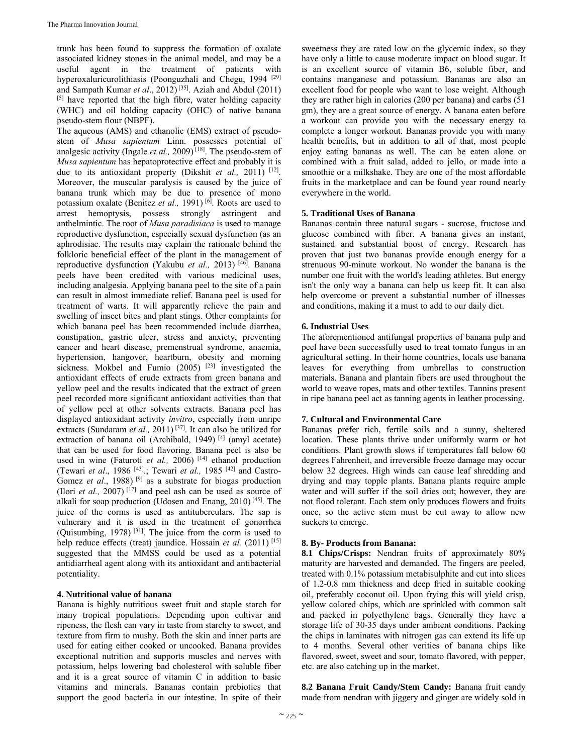trunk has been found to suppress the formation of oxalate associated kidney stones in the animal model, and may be a useful agent in the treatment of patients with hyperoxaluricurolithiasis (Poonguzhali and Chegu, 1994 [29] and Sampath Kumar *et al*., 2012) [35]. Aziah and Abdul (2011) [5] have reported that the high fibre, water holding capacity (WHC) and oil holding capacity (OHC) of native banana pseudo-stem flour (NBPF).

The aqueous (AMS) and ethanolic (EMS) extract of pseudo-stem of *Musa sapientum* Linn. possesses potential of analgesic activity (Ingale *et al.,* 2009) [18]. The pseudo-stem of *Musa sapientum* has hepatoprotective effect and probably it is due to its antioxidant property (Dikshit *et al.,* 2011) [12]. Moreover, the muscular paralysis is caused by the juice of banana trunk which may be due to presence of mono potassium oxalate (Benitez *et al.,* 1991) [6]. Roots are used to arrest hemoptysis, possess strongly astringent and anthelmintic. The root of *Musa paradisiaca* is used to manage reproductive dysfunction, especially sexual dysfunction (as an aphrodisiac. The results may explain the rationale behind the folkloric beneficial effect of the plant in the management of reproductive dysfunction (Yakubu *et al.,* 2013) [46]. Banana peels have been credited with various medicinal uses, including analgesia. Applying banana peel to the site of a pain can result in almost immediate relief. Banana peel is used for treatment of warts. It will apparently relieve the pain and swelling of insect bites and plant stings. Other complaints for which banana peel has been recommended include diarrhea, constipation, gastric ulcer, stress and anxiety, preventing cancer and heart disease, premenstrual syndrome, anaemia, hypertension, hangover, heartburn, obesity and morning sickness. Mokbel and Fumio (2005) [23] investigated the antioxidant effects of crude extracts from green banana and yellow peel and the results indicated that the extract of green peel recorded more significant antioxidant activities than that of yellow peel at other solvents extracts. Banana peel has displayed antioxidant activity *invitro*, especially from unripe extracts (Sundaram *et al.,* 2011) [37]. It can also be utilized for extraction of banana oil (Archibald, 1949) [4] (amyl acetate) that can be used for food flavoring. Banana peel is also be used in wine (Faturoti *et al.,* 2006) [14] ethanol production (Tewari *et al*., 1986 [43].; Tewari *et al.,* 1985 [42] and Castro-Gomez *et al*., 1988) [9] as a substrate for biogas production (Ilori *et al.,* 2007) [17] and peel ash can be used as source of alkali for soap production (Udosen and Enang, 2010) [45]. The juice of the corms is used as antituberculars. The sap is vulnerary and it is used in the treatment of gonorrhea (Quisumbing, 1978) [31]. The juice from the corm is used to help reduce effects (treat) jaundice. Hossain *et al.* (2011) [15] suggested that the MMSS could be used as a potential antidiarrheal agent along with its antioxidant and antibacterial potentiality.

## 4. Nutritional value of banana

Banana is highly nutritious sweet fruit and staple starch for many tropical populations. Depending upon cultivar and ripeness, the flesh can vary in taste from starchy to sweet, and texture from firm to mushy. Both the skin and inner parts are used for eating either cooked or uncooked. Banana provides exceptional nutrition and supports muscles and nerves with potassium, helps lowering bad cholesterol with soluble fiber and it is a great source of vitamin C in addition to basic vitamins and minerals. Bananas contain prebiotics that support the good bacteria in our intestine. In spite of their sweetness they are rated low on the glycemic index, so they have only a little to cause moderate impact on blood sugar. It is an excellent source of vitamin B6, soluble fiber, and contains manganese and potassium. Bananas are also an excellent food for people who want to lose weight. Although they are rather high in calories (200 per banana) and carbs (51 gm), they are a great source of energy. A banana eaten before a workout can provide you with the necessary energy to complete a longer workout. Bananas provide you with many health benefits, but in addition to all of that, most people enjoy eating bananas as well. The can be eaten alone or combined with a fruit salad, added to jello, or made into a smoothie or a milkshake. They are one of the most affordable fruits in the marketplace and can be found year round nearly everywhere in the world.

## 5. Traditional Uses of Banana

Bananas contain three natural sugars - sucrose, fructose and glucose combined with fiber. A banana gives an instant, sustained and substantial boost of energy. Research has proven that just two bananas provide enough energy for a strenuous 90-minute workout. No wonder the banana is the number one fruit with the world's leading athletes. But energy isn't the only way a banana can help us keep fit. It can also help overcome or prevent a substantial number of illnesses and conditions, making it a must to add to our daily diet.

## 6. Industrial Uses

The aforementioned antifungal properties of banana pulp and peel have been successfully used to treat tomato fungus in an agricultural setting. In their home countries, locals use banana leaves for everything from umbrellas to construction materials. Banana and plantain fibers are used throughout the world to weave ropes, mats and other textiles. Tannins present in ripe banana peel act as tanning agents in leather processing.

## 7. Cultural and Environmental Care

Bananas prefer rich, fertile soils and a sunny, sheltered location. These plants thrive under uniformly warm or hot conditions. Plant growth slows if temperatures fall below 60 degrees Fahrenheit, and irreversible freeze damage may occur below 32 degrees. High winds can cause leaf shredding and drying and may topple plants. Banana plants require ample water and will suffer if the soil dries out; however, they are not flood tolerant. Each stem only produces flowers and fruits once, so the active stem must be cut away to allow new suckers to emerge.

## 8. By- Products from Banana:

**8.1 Chips/Crisps:** Nendran fruits of approximately 80% maturity are harvested and demanded. The fingers are peeled, treated with 0.1% potassium metabisulphite and cut into slices of 1.2-0.8 mm thickness and deep fried in suitable cooking oil, preferably coconut oil. Upon frying this will yield crisp, yellow colored chips, which are sprinkled with common salt and packed in polyethylene bags. Generally they have a storage life of 30-35 days under ambient conditions. Packing the chips in laminates with nitrogen gas can extend its life up to 4 months. Several other verities of banana chips like flavored, sweet, sweet and sour, tomato flavored, with pepper, etc. are also catching up in the market.

**8.2 Banana Fruit Candy/Stem Candy:** Banana fruit candy made from nendran with jiggery and ginger are widely sold in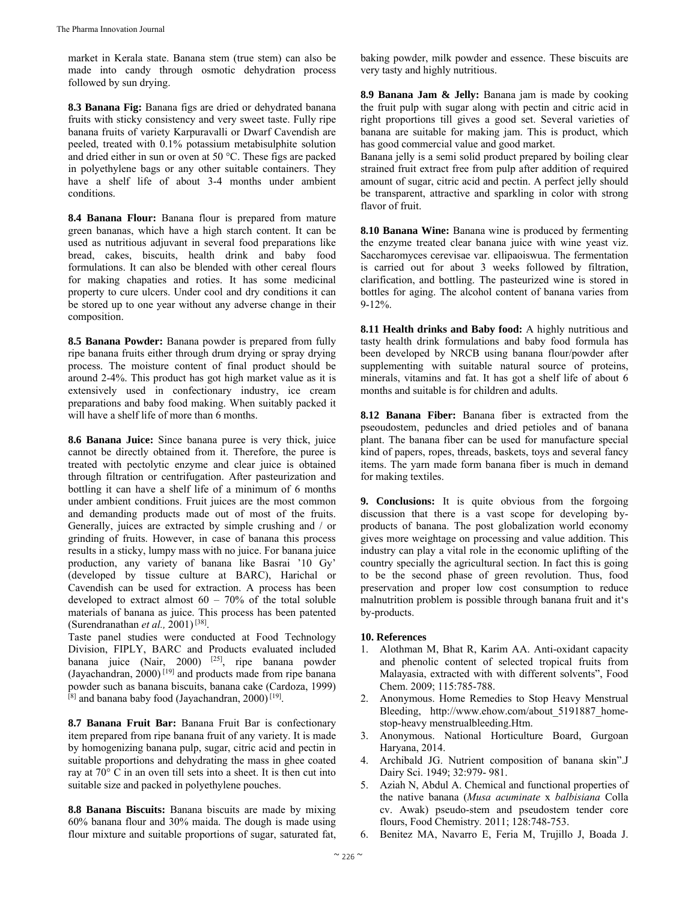market in Kerala state. Banana stem (true stem) can also be made into candy through osmotic dehydration process followed by sun drying.

**8.3 Banana Fig:** Banana figs are dried or dehydrated banana fruits with sticky consistency and very sweet taste. Fully ripe banana fruits of variety Karpuravalli or Dwarf Cavendish are peeled, treated with 0.1% potassium metabisulphite solution and dried either in sun or oven at 50 °C. These figs are packed in polyethylene bags or any other suitable containers. They have a shelf life of about 3-4 months under ambient conditions.

**8.4 Banana Flour:** Banana flour is prepared from mature green bananas, which have a high starch content. It can be used as nutritious adjuvant in several food preparations like bread, cakes, biscuits, health drink and baby food formulations. It can also be blended with other cereal flours for making chapaties and roties. It has some medicinal property to cure ulcers. Under cool and dry conditions it can be stored up to one year without any adverse change in their composition.

**8.5 Banana Powder:** Banana powder is prepared from fully ripe banana fruits either through drum drying or spray drying process. The moisture content of final product should be around 2-4%. This product has got high market value as it is extensively used in confectionary industry, ice cream preparations and baby food making. When suitably packed it will have a shelf life of more than 6 months.

**8.6 Banana Juice:** Since banana puree is very thick, juice cannot be directly obtained from it. Therefore, the puree is treated with pectolytic enzyme and clear juice is obtained through filtration or centrifugation. After pasteurization and bottling it can have a shelf life of a minimum of 6 months under ambient conditions. Fruit juices are the most common and demanding products made out of most of the fruits. Generally, juices are extracted by simple crushing and / or grinding of fruits. However, in case of banana this process results in a sticky, lumpy mass with no juice. For banana juice production, any variety of banana like Basrai '10 Gy' (developed by tissue culture at BARC), Harichal or Cavendish can be used for extraction. A process has been developed to extract almost 60 – 70% of the total soluble materials of banana as juice. This process has been patented (Surendranathan *et al.,* 2001) [38].

Taste panel studies were conducted at Food Technology Division, FIPLY, BARC and Products evaluated included banana juice (Nair, 2000) [25], ripe banana powder (Jayachandran, 2000) [19] and products made from ripe banana powder such as banana biscuits, banana cake (Cardoza, 1999) [8] and banana baby food (Jayachandran, 2000) [19].

**8.7 Banana Fruit Bar:** Banana Fruit Bar is confectionary item prepared from ripe banana fruit of any variety. It is made by homogenizing banana pulp, sugar, citric acid and pectin in suitable proportions and dehydrating the mass in ghee coated ray at 70° C in an oven till sets into a sheet. It is then cut into suitable size and packed in polyethylene pouches.

**8.8 Banana Biscuits:** Banana biscuits are made by mixing 60% banana flour and 30% maida. The dough is made using flour mixture and suitable proportions of sugar, saturated fat, baking powder, milk powder and essence. These biscuits are very tasty and highly nutritious.

**8.9 Banana Jam & Jelly:** Banana jam is made by cooking the fruit pulp with sugar along with pectin and citric acid in right proportions till gives a good set. Several varieties of banana are suitable for making jam. This is product, which has good commercial value and good market.

Banana jelly is a semi solid product prepared by boiling clear strained fruit extract free from pulp after addition of required amount of sugar, citric acid and pectin. A perfect jelly should be transparent, attractive and sparkling in color with strong flavor of fruit.

**8.10 Banana Wine:** Banana wine is produced by fermenting the enzyme treated clear banana juice with wine yeast viz. Saccharomyces cerevisae var. ellipaoiswua. The fermentation is carried out for about 3 weeks followed by filtration, clarification, and bottling. The pasteurized wine is stored in bottles for aging. The alcohol content of banana varies from 9-12%.

**8.11 Health drinks and Baby food:** A highly nutritious and tasty health drink formulations and baby food formula has been developed by NRCB using banana flour/powder after supplementing with suitable natural source of proteins, minerals, vitamins and fat. It has got a shelf life of about 6 months and suitable is for children and adults.

**8.12 Banana Fiber:** Banana fiber is extracted from the pseoudostem, peduncles and dried petioles and of banana plant. The banana fiber can be used for manufacture special kind of papers, ropes, threads, baskets, toys and several fancy items. The yarn made form banana fiber is much in demand for making textiles.

**9. Conclusions:** It is quite obvious from the forgoing discussion that there is a vast scope for developing by-products of banana. The post globalization world economy gives more weightage on processing and value addition. This industry can play a vital role in the economic uplifting of the country specially the agricultural section. In fact this is going to be the second phase of green revolution. Thus, food preservation and proper low cost consumption to reduce malnutrition problem is possible through banana fruit and it's by-products.

## 10. References

1. Alothman M, Bhat R, Karim AA. Anti-oxidant capacity and phenolic content of selected tropical fruits from Malayasia, extracted with with different solvents", Food Chem. 2009; 115:785-788.
2. Anonymous. Home Remedies to Stop Heavy Menstrual Bleeding, http://www.ehow.com/about_5191887_home-stop-heavy menstrualbleeding.Htm.
3. Anonymous. National Horticulture Board, Gurgoan Haryana, 2014.
4. Archibald JG. Nutrient composition of banana skin".J Dairy Sci. 1949; 32:979- 981.
5. Aziah N, Abdul A. Chemical and functional properties of the native banana (*Musa acuminate* x *balbisiana* Colla cv. Awak) pseudo-stem and pseudostem tender core flours, Food Chemistry. 2011; 128:748-753.
6. Benitez MA, Navarro E, Feria M, Trujillo J, Boada J.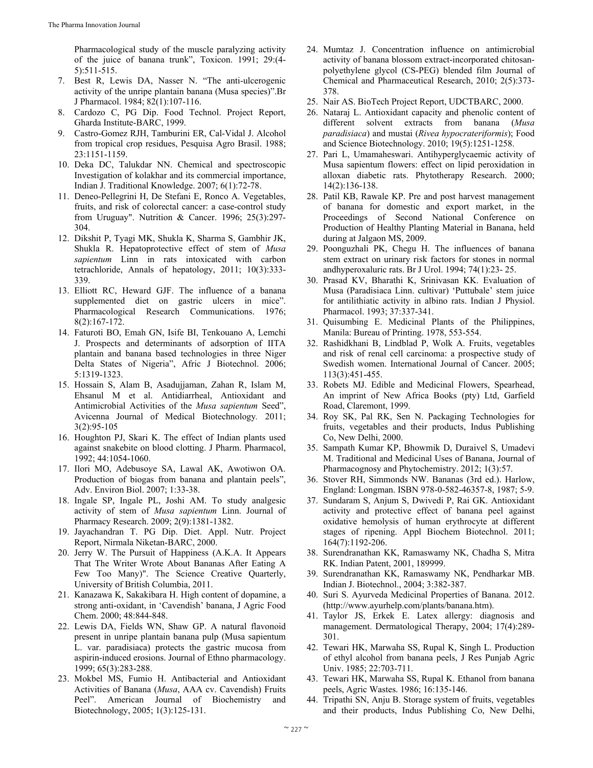Pharmacological study of the muscle paralyzing activity of the juice of banana trunk", Toxicon. 1991; 29:(4-5):511-515.

7. Best R, Lewis DA, Nasser N. "The anti-ulcerogenic activity of the unripe plantain banana (Musa species)".Br J Pharmacol. 1984; 82(1):107-116.
8. Cardozo C, PG Dip. Food Technol. Project Report, Gharda Institute-BARC, 1999.
9. Castro-Gomez RJH, Tamburini ER, Cal-Vidal J. Alcohol from tropical crop residues, Pesquisa Agro Brasil. 1988; 23:1151-1159.
10. Deka DC, Talukdar NN. Chemical and spectroscopic Investigation of kolakhar and its commercial importance, Indian J. Traditional Knowledge. 2007; 6(1):72-78.
11. Deneo-Pellegrini H, De Stefani E, Ronco A. Vegetables, fruits, and risk of colorectal cancer: a case-control study from Uruguay". Nutrition & Cancer. 1996; 25(3):297-304.
12. Dikshit P, Tyagi MK, Shukla K, Sharma S, Gambhir JK, Shukla R. Hepatoprotective effect of stem of *Musa sapientum* Linn in rats intoxicated with carbon tetrachloride, Annals of hepatology, 2011; 10(3):333-339.
13. Elliott RC, Heward GJF. The influence of a banana supplemented diet on gastric ulcers in mice". Pharmacological Research Communications. 1976; 8(2):167-172.
14. Faturoti BO, Emah GN, Isife BI, Tenkouano A, Lemchi J. Prospects and determinants of adsorption of IITA plantain and banana based technologies in three Niger Delta States of Nigeria", Afric J Biotechnol. 2006; 5:1319-1323.
15. Hossain S, Alam B, Asadujjaman, Zahan R, Islam M, Ehsanul M et al. Antidiarrheal, Antioxidant and Antimicrobial Activities of the *Musa sapientum* Seed", Avicenna Journal of Medical Biotechnology. 2011; 3(2):95-105
16. Houghton PJ, Skari K. The effect of Indian plants used against snakebite on blood clotting. J Pharm. Pharmacol, 1992; 44:1054-1060.
17. Ilori MO, Adebusoye SA, Lawal AK, Awotiwon OA. Production of biogas from banana and plantain peels", Adv. Environ Biol. 2007; 1:33-38.
18. Ingale SP, Ingale PL, Joshi AM. To study analgesic activity of stem of *Musa sapientum* Linn. Journal of Pharmacy Research. 2009; 2(9):1381-1382.
19. Jayachandran T. PG Dip. Diet. Appl. Nutr. Project Report, Nirmala Niketan-BARC, 2000.
20. Jerry W. The Pursuit of Happiness (A.K.A. It Appears That The Writer Wrote About Bananas After Eating A Few Too Many)". The Science Creative Quarterly, University of British Columbia, 2011.
21. Kanazawa K, Sakakibara H. High content of dopamine, a strong anti-oxidant, in 'Cavendish' banana, J Agric Food Chem. 2000; 48:844-848.
22. Lewis DA, Fields WN, Shaw GP. A natural flavonoid present in unripe plantain banana pulp (Musa sapientum L. var. paradisiaca) protects the gastric mucosa from aspirin-induced erosions. Journal of Ethno pharmacology. 1999; 65(3):283-288.
23. Mokbel MS, Fumio H. Antibacterial and Antioxidant Activities of Banana (*Musa*, AAA cv. Cavendish) Fruits Peel". American Journal of Biochemistry and Biotechnology, 2005; 1(3):125-131.
24. Mumtaz J. Concentration influence on antimicrobial activity of banana blossom extract-incorporated chitosan-polyethylene glycol (CS-PEG) blended film Journal of Chemical and Pharmaceutical Research, 2010; 2(5):373-378.
25. Nair AS. BioTech Project Report, UDCTBARC, 2000.
26. Nataraj L. Antioxidant capacity and phenolic content of different solvent extracts from banana (*Musa paradisiaca*) and mustai (*Rivea hypocrateriformis*); Food and Science Biotechnology. 2010; 19(5):1251-1258.
27. Pari L, Umamaheswari. Antihyperglycaemic activity of Musa sapientum flowers: effect on lipid peroxidation in alloxan diabetic rats. Phytotherapy Research. 2000; 14(2):136-138.
28. Patil KB, Rawale KP. Pre and post harvest management of banana for domestic and export market, in the Proceedings of Second National Conference on Production of Healthy Planting Material in Banana, held during at Jalgaon MS, 2009.
29. Poonguzhali PK, Chegu H. The influences of banana stem extract on urinary risk factors for stones in normal andhyperoxaluric rats. Br J Urol. 1994; 74(1):23- 25.
30. Prasad KV, Bharathi K, Srinivasan KK. Evaluation of Musa (Paradisiaca Linn. cultivar) 'Puttubale' stem juice for antilithiatic activity in albino rats. Indian J Physiol. Pharmacol. 1993; 37:337-341.
31. Quisumbing E. Medicinal Plants of the Philippines, Manila: Bureau of Printing. 1978, 553-554.
32. Rashidkhani B, Lindblad P, Wolk A. Fruits, vegetables and risk of renal cell carcinoma: a prospective study of Swedish women. International Journal of Cancer. 2005; 113(3):451-455.
33. Robets MJ. Edible and Medicinal Flowers, Spearhead, An imprint of New Africa Books (pty) Ltd, Garfield Road, Claremont, 1999.
34. Roy SK, Pal RK, Sen N. Packaging Technologies for fruits, vegetables and their products, Indus Publishing Co, New Delhi, 2000.
35. Sampath Kumar KP, Bhowmik D, Duraivel S, Umadevi M. Traditional and Medicinal Uses of Banana, Journal of Pharmacognosy and Phytochemistry. 2012; 1(3):57.
36. Stover RH, Simmonds NW. Bananas (3rd ed.). Harlow, England: Longman. ISBN 978-0-582-46357-8, 1987; 5-9.
37. Sundaram S, Anjum S, Dwivedi P, Rai GK. Antioxidant activity and protective effect of banana peel against oxidative hemolysis of human erythrocyte at different stages of ripening. Appl Biochem Biotechnol. 2011; 164(7):1192-206.
38. Surendranathan KK, Ramaswamy NK, Chadha S, Mitra RK. Indian Patent, 2001, 189999.
39. Surendranathan KK, Ramaswamy NK, Pendharkar MB. Indian J. Biotechnol., 2004; 3:382-387.
40. Suri S. Ayurveda Medicinal Properties of Banana. 2012. (http://www.ayurhelp.com/plants/banana.htm).
41. Taylor JS, Erkek E. Latex allergy: diagnosis and management. Dermatological Therapy, 2004; 17(4):289-301.
42. Tewari HK, Marwaha SS, Rupal K, Singh L. Production of ethyl alcohol from banana peels, J Res Punjab Agric Univ. 1985; 22:703-711.
43. Tewari HK, Marwaha SS, Rupal K. Ethanol from banana peels, Agric Wastes. 1986; 16:135-146.
44. Tripathi SN, Anju B. Storage system of fruits, vegetables and their products, Indus Publishing Co, New Delhi,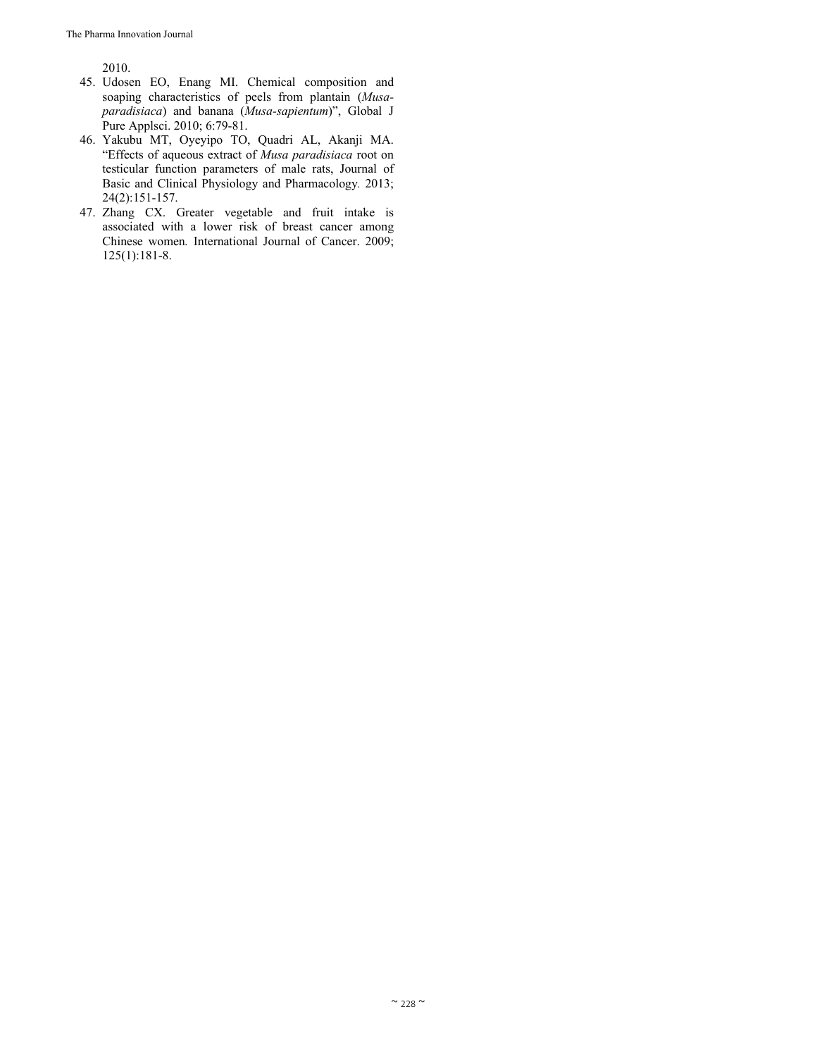2010.

45. Udosen EO, Enang MI. Chemical composition and soaping characteristics of peels from plantain (*Musa-paradisiaca*) and banana (*Musa-sapientum*)", Global J Pure Applsci. 2010; 6:79-81.
46. Yakubu MT, Oyeyipo TO, Quadri AL, Akanji MA. "Effects of aqueous extract of *Musa paradisiaca* root on testicular function parameters of male rats, Journal of Basic and Clinical Physiology and Pharmacology. 2013; 24(2):151-157.
47. Zhang CX. Greater vegetable and fruit intake is associated with a lower risk of breast cancer among Chinese women. International Journal of Cancer. 2009; 125(1):181-8.